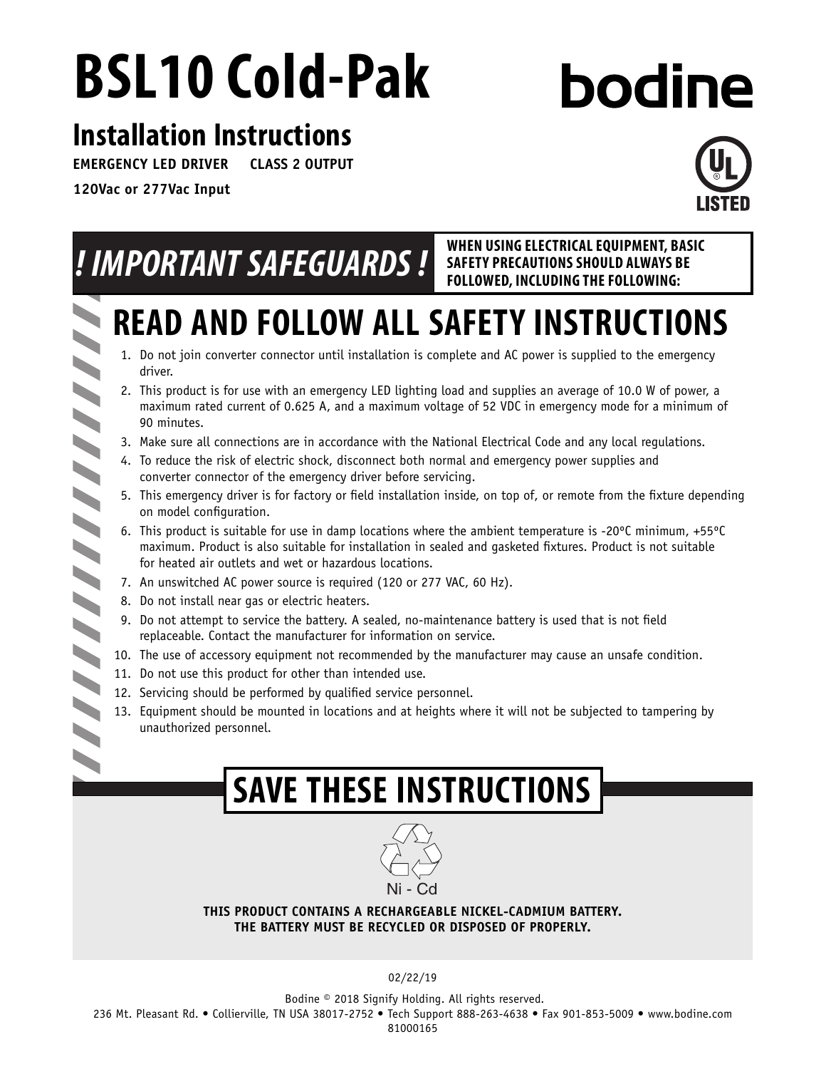# BSL10 Cold-Pak

bodine

## Installation Instructions

**EMERGENCY LED DRIVER CLASS 2 OUTPUT**

**120Vac or 277Vac Input**

UL LISTED

## ! IMPORTANT SAFEGUARDS !

**WHEN USING ELECTRICAL EQUIPMENT, BASIC SAFETY PRECAUTIONS SHOULD ALWAYS BE FOLLOWED, INCLUDING THE FOLLOWING:**

# READ AND FOLLOW ALL SAFETY INSTRUCTIONS

1. Do not join converter connector until installation is complete and AC power is supplied to the emergency driver.
2. This product is for use with an emergency LED lighting load and supplies an average of 10.0 W of power, a maximum rated current of 0.625 A, and a maximum voltage of 52 VDC in emergency mode for a minimum of 90 minutes.
3. Make sure all connections are in accordance with the National Electrical Code and any local regulations.
4. To reduce the risk of electric shock, disconnect both normal and emergency power supplies and converter connector of the emergency driver before servicing.
5. This emergency driver is for factory or field installation inside, on top of, or remote from the fixture depending on model configuration.
6. This product is suitable for use in damp locations where the ambient temperature is -20°C minimum, +55°C maximum. Product is also suitable for installation in sealed and gasketed fixtures. Product is not suitable for heated air outlets and wet or hazardous locations.
7. An unswitched AC power source is required (120 or 277 VAC, 60 Hz).
8. Do not install near gas or electric heaters.
9. Do not attempt to service the battery. A sealed, no-maintenance battery is used that is not field replaceable. Contact the manufacturer for information on service.
10. The use of accessory equipment not recommended by the manufacturer may cause an unsafe condition.
11. Do not use this product for other than intended use.
12. Servicing should be performed by qualified service personnel.
13. Equipment should be mounted in locations and at heights where it will not be subjected to tampering by unauthorized personnel.

# SAVE THESE INSTRUCTIONS

Ni - Cd

**THIS PRODUCT CONTAINS A RECHARGEABLE NICKEL-CADMIUM BATTERY. THE BATTERY MUST BE RECYCLED OR DISPOSED OF PROPERLY.**

02/22/19

Bodine © 2018 Signify Holding. All rights reserved.
236 Mt. Pleasant Rd. • Collierville, TN USA 38017-2752 • Tech Support 888-263-4638 • Fax 901-853-5009 • www.bodine.com
81000165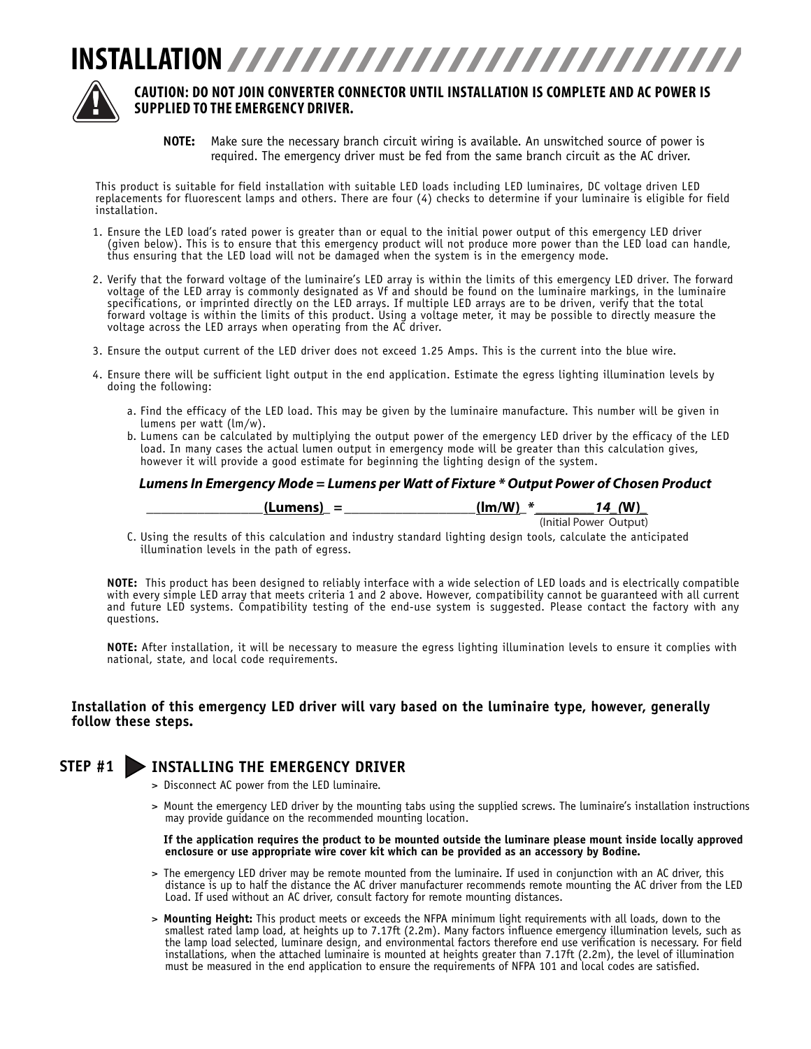# INSTALLATION

**CAUTION: DO NOT JOIN CONVERTER CONNECTOR UNTIL INSTALLATION IS COMPLETE AND AC POWER IS SUPPLIED TO THE EMERGENCY DRIVER.**

**NOTE:** Make sure the necessary branch circuit wiring is available. An unswitched source of power is required. The emergency driver must be fed from the same branch circuit as the AC driver.

This product is suitable for field installation with suitable LED loads including LED luminaires, DC voltage driven LED replacements for fluorescent lamps and others. There are four (4) checks to determine if your luminaire is eligible for field installation.

1. Ensure the LED load's rated power is greater than or equal to the initial power output of this emergency LED driver (given below). This is to ensure that this emergency product will not produce more power than the LED load can handle, thus ensuring that the LED load will not be damaged when the system is in the emergency mode.

2. Verify that the forward voltage of the luminaire's LED array is within the limits of this emergency LED driver. The forward voltage of the LED array is commonly designated as Vf and should be found on the luminaire markings, in the luminaire specifications, or imprinted directly on the LED arrays. If multiple LED arrays are to be driven, verify that the total forward voltage is within the limits of this product. Using a voltage meter, it may be possible to directly measure the voltage across the LED arrays when operating from the AC driver.

3. Ensure the output current of the LED driver does not exceed 1.25 Amps. This is the current into the blue wire.

4. Ensure there will be sufficient light output in the end application. Estimate the egress lighting illumination levels by doing the following:

   a. Find the efficacy of the LED load. This may be given by the luminaire manufacture. This number will be given in lumens per watt (lm/w).

   b. Lumens can be calculated by multiplying the output power of the emergency LED driver by the efficacy of the LED load. In many cases the actual lumen output in emergency mode will be greater than this calculation gives, however it will provide a good estimate for beginning the lighting design of the system.

   ***Lumens In Emergency Mode = Lumens per Watt of Fixture * Output Power of Chosen Product***

   _______________**(Lumens)** = _________________**(lm/W)** * ________***14*** **(W)**
   (Initial Power Output)

   C. Using the results of this calculation and industry standard lighting design tools, calculate the anticipated illumination levels in the path of egress.

**NOTE:** This product has been designed to reliably interface with a wide selection of LED loads and is electrically compatible with every simple LED array that meets criteria 1 and 2 above. However, compatibility cannot be guaranteed with all current and future LED systems. Compatibility testing of the end-use system is suggested. Please contact the factory with any questions.

**NOTE:** After installation, it will be necessary to measure the egress lighting illumination levels to ensure it complies with national, state, and local code requirements.

**Installation of this emergency LED driver will vary based on the luminaire type, however, generally follow these steps.**

## STEP #1 INSTALLING THE EMERGENCY DRIVER

> Disconnect AC power from the LED luminaire.

> Mount the emergency LED driver by the mounting tabs using the supplied screws. The luminaire's installation instructions may provide guidance on the recommended mounting location.

**If the application requires the product to be mounted outside the luminare please mount inside locally approved enclosure or use appropriate wire cover kit which can be provided as an accessory by Bodine.**

> The emergency LED driver may be remote mounted from the luminaire. If used in conjunction with an AC driver, this distance is up to half the distance the AC driver manufacturer recommends remote mounting the AC driver from the LED Load. If used without an AC driver, consult factory for remote mounting distances.

> **Mounting Height:** This product meets or exceeds the NFPA minimum light requirements with all loads, down to the smallest rated lamp load, at heights up to 7.17ft (2.2m). Many factors influence emergency illumination levels, such as the lamp load selected, luminare design, and environmental factors therefore end use verification is necessary. For field installations, when the attached luminaire is mounted at heights greater than 7.17ft (2.2m), the level of illumination must be measured in the end application to ensure the requirements of NFPA 101 and local codes are satisfied.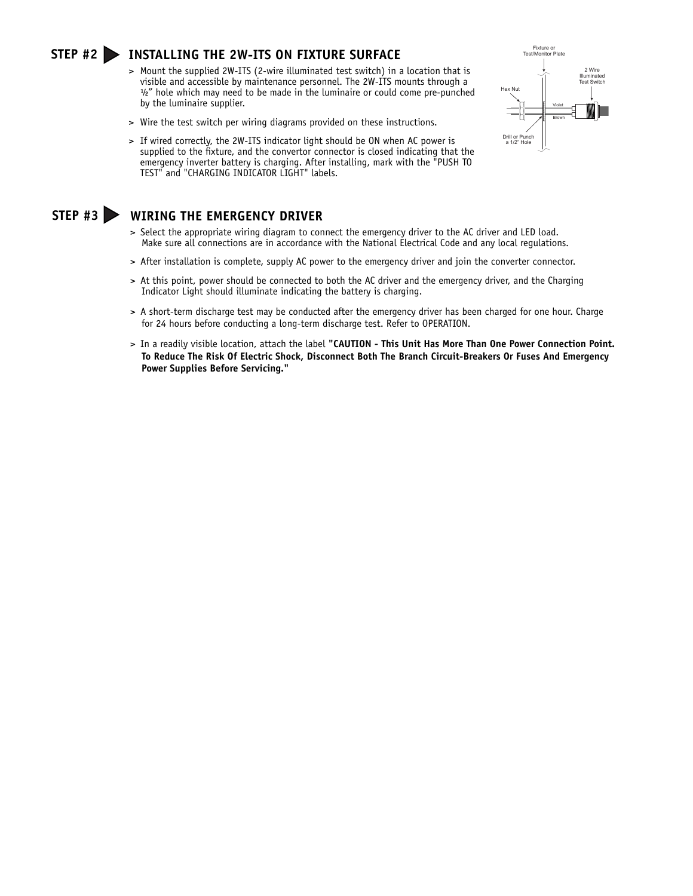## STEP #2 INSTALLING THE 2W-ITS ON FIXTURE SURFACE

> Mount the supplied 2W-ITS (2-wire illuminated test switch) in a location that is visible and accessible by maintenance personnel. The 2W-ITS mounts through a ½" hole which may need to be made in the luminaire or could come pre-punched by the luminaire supplier.

> Wire the test switch per wiring diagrams provided on these instructions.

> If wired correctly, the 2W-ITS indicator light should be ON when AC power is supplied to the fixture, and the convertor connector is closed indicating that the emergency inverter battery is charging. After installing, mark with the "PUSH TO TEST" and "CHARGING INDICATOR LIGHT" labels.

Fixture or Test/Monitor Plate

2 Wire Illuminated Test Switch

Hex Nut

Violet

Brown

Drill or Punch a 1/2" Hole

## STEP #3 WIRING THE EMERGENCY DRIVER

> Select the appropriate wiring diagram to connect the emergency driver to the AC driver and LED load. Make sure all connections are in accordance with the National Electrical Code and any local regulations.

> After installation is complete, supply AC power to the emergency driver and join the converter connector.

> At this point, power should be connected to both the AC driver and the emergency driver, and the Charging Indicator Light should illuminate indicating the battery is charging.

> A short-term discharge test may be conducted after the emergency driver has been charged for one hour. Charge for 24 hours before conducting a long-term discharge test. Refer to OPERATION.

> In a readily visible location, attach the label **"CAUTION - This Unit Has More Than One Power Connection Point. To Reduce The Risk Of Electric Shock, Disconnect Both The Branch Circuit-Breakers Or Fuses And Emergency Power Supplies Before Servicing."**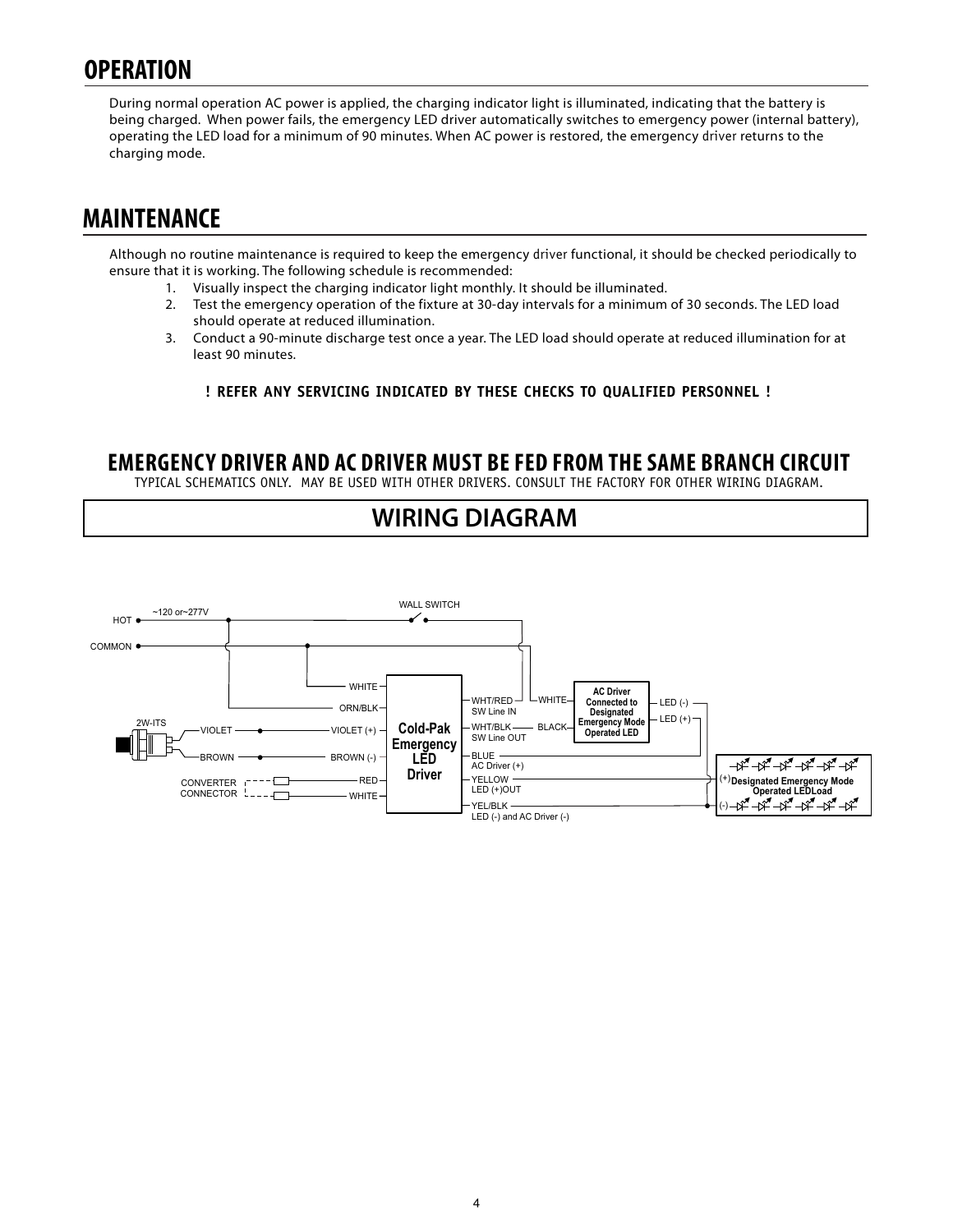# OPERATION

During normal operation AC power is applied, the charging indicator light is illuminated, indicating that the battery is being charged. When power fails, the emergency LED driver automatically switches to emergency power (internal battery), operating the LED load for a minimum of 90 minutes. When AC power is restored, the emergency driver returns to the charging mode.

# MAINTENANCE

Although no routine maintenance is required to keep the emergency driver functional, it should be checked periodically to ensure that it is working. The following schedule is recommended:

1. Visually inspect the charging indicator light monthly. It should be illuminated.
2. Test the emergency operation of the fixture at 30-day intervals for a minimum of 30 seconds. The LED load should operate at reduced illumination.
3. Conduct a 90-minute discharge test once a year. The LED load should operate at reduced illumination for at least 90 minutes.

**! REFER ANY SERVICING INDICATED BY THESE CHECKS TO QUALIFIED PERSONNEL !**

## EMERGENCY DRIVER AND AC DRIVER MUST BE FED FROM THE SAME BRANCH CIRCUIT

TYPICAL SCHEMATICS ONLY. MAY BE USED WITH OTHER DRIVERS. CONSULT THE FACTORY FOR OTHER WIRING DIAGRAM.

## WIRING DIAGRAM

HOT
~120 or~277V
COMMON
WALL SWITCH
2W-ITS
VIOLET
BROWN
CONVERTER CONNECTOR
WHITE
ORN/BLK
VIOLET (+)
BROWN (-)
RED
WHITE
Cold-Pak Emergency LED Driver
WHT/RED SW Line IN
WHT/BLK SW Line OUT
BLUE AC Driver (+)
YELLOW LED (+)OUT
YEL/BLK LED (-) and AC Driver (-)
WHITE
BLACK
AC Driver Connected to Designated Emergency Mode Operated LED
LED (-)
LED (+)
(+)
(-)
Designated Emergency Mode Operated LEDLoad